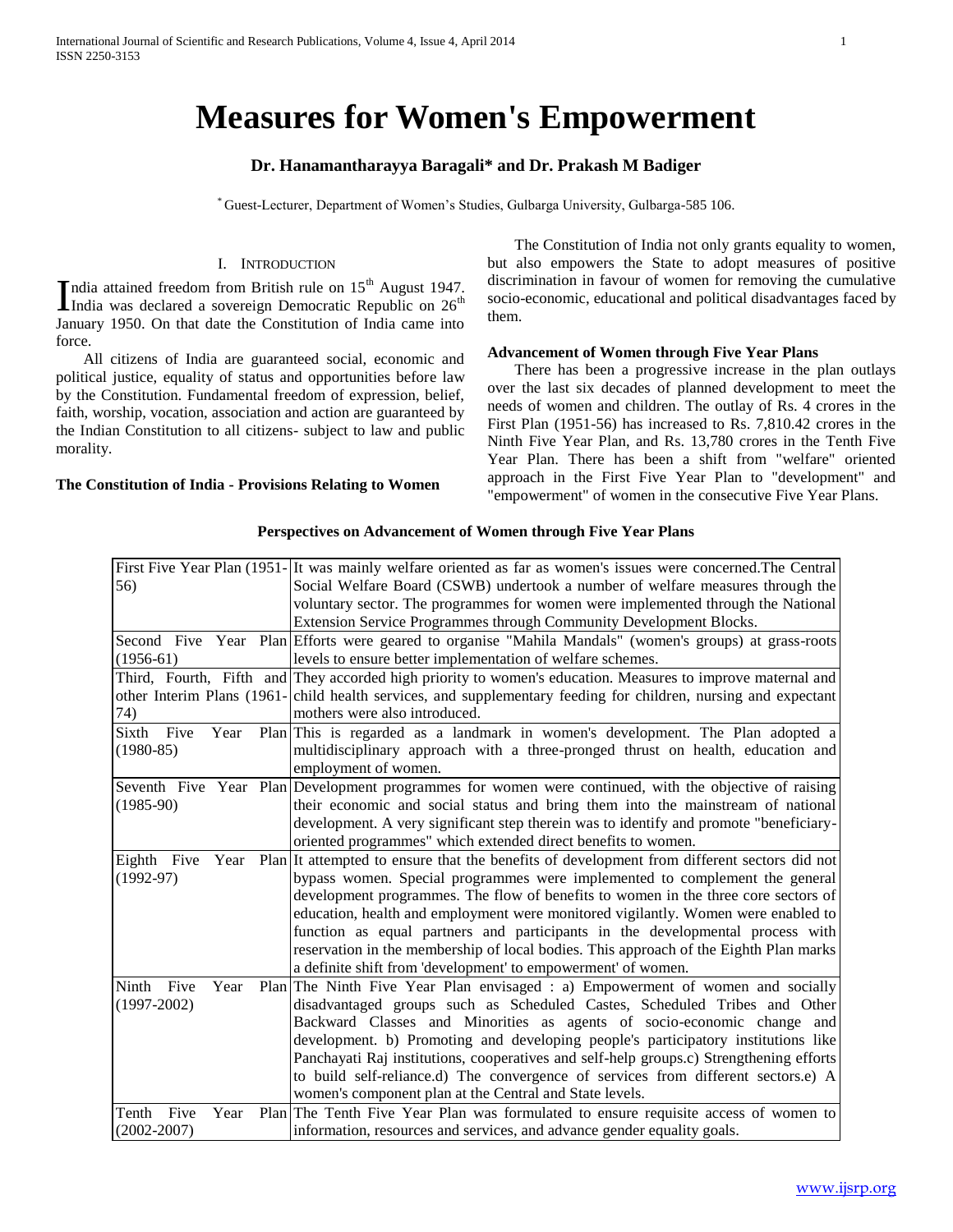# Measures for Women's Empowerment

**Dr. Hanamantharayya Baragali* and Dr. Prakash M Badiger**

* Guest-Lecturer, Department of Women's Studies, Gulbarga University, Gulbarga-585 106.

## I. Introduction

India attained freedom from British rule on 15th August 1947. India was declared a sovereign Democratic Republic on 26th January 1950. On that date the Constitution of India came into force.

All citizens of India are guaranteed social, economic and political justice, equality of status and opportunities before law by the Constitution. Fundamental freedom of expression, belief, faith, worship, vocation, association and action are guaranteed by the Indian Constitution to all citizens- subject to law and public morality.

### The Constitution of India - Provisions Relating to Women

The Constitution of India not only grants equality to women, but also empowers the State to adopt measures of positive discrimination in favour of women for removing the cumulative socio-economic, educational and political disadvantages faced by them.

### Advancement of Women through Five Year Plans

There has been a progressive increase in the plan outlays over the last six decades of planned development to meet the needs of women and children. The outlay of Rs. 4 crores in the First Plan (1951-56) has increased to Rs. 7,810.42 crores in the Ninth Five Year Plan, and Rs. 13,780 crores in the Tenth Five Year Plan. There has been a shift from "welfare" oriented approach in the First Five Year Plan to "development" and "empowerment" of women in the consecutive Five Year Plans.

**Perspectives on Advancement of Women through Five Year Plans**

| Plan | Perspective |
|---|---|
| First Five Year Plan (1951-56) | It was mainly welfare oriented as far as women's issues were concerned.The Central Social Welfare Board (CSWB) undertook a number of welfare measures through the voluntary sector. The programmes for women were implemented through the National Extension Service Programmes through Community Development Blocks. |
| Second Five Year Plan (1956-61) | Efforts were geared to organise "Mahila Mandals" (women's groups) at grass-roots levels to ensure better implementation of welfare schemes. |
| Third, Fourth, Fifth and other Interim Plans (1961-74) | They accorded high priority to women's education. Measures to improve maternal and child health services, and supplementary feeding for children, nursing and expectant mothers were also introduced. |
| Sixth Five Year Plan (1980-85) | This is regarded as a landmark in women's development. The Plan adopted a multidisciplinary approach with a three-pronged thrust on health, education and employment of women. |
| Seventh Five Year Plan (1985-90) | Development programmes for women were continued, with the objective of raising their economic and social status and bring them into the mainstream of national development. A very significant step therein was to identify and promote "beneficiary-oriented programmes" which extended direct benefits to women. |
| Eighth Five Year Plan (1992-97) | It attempted to ensure that the benefits of development from different sectors did not bypass women. Special programmes were implemented to complement the general development programmes. The flow of benefits to women in the three core sectors of education, health and employment were monitored vigilantly. Women were enabled to function as equal partners and participants in the developmental process with reservation in the membership of local bodies. This approach of the Eighth Plan marks a definite shift from 'development' to empowerment' of women. |
| Ninth Five Year Plan (1997-2002) | The Ninth Five Year Plan envisaged : a) Empowerment of women and socially disadvantaged groups such as Scheduled Castes, Scheduled Tribes and Other Backward Classes and Minorities as agents of socio-economic change and development. b) Promoting and developing people's participatory institutions like Panchayati Raj institutions, cooperatives and self-help groups.c) Strengthening efforts to build self-reliance.d) The convergence of services from different sectors.e) A women's component plan at the Central and State levels. |
| Tenth Five Year Plan (2002-2007) | The Tenth Five Year Plan was formulated to ensure requisite access of women to information, resources and services, and advance gender equality goals. |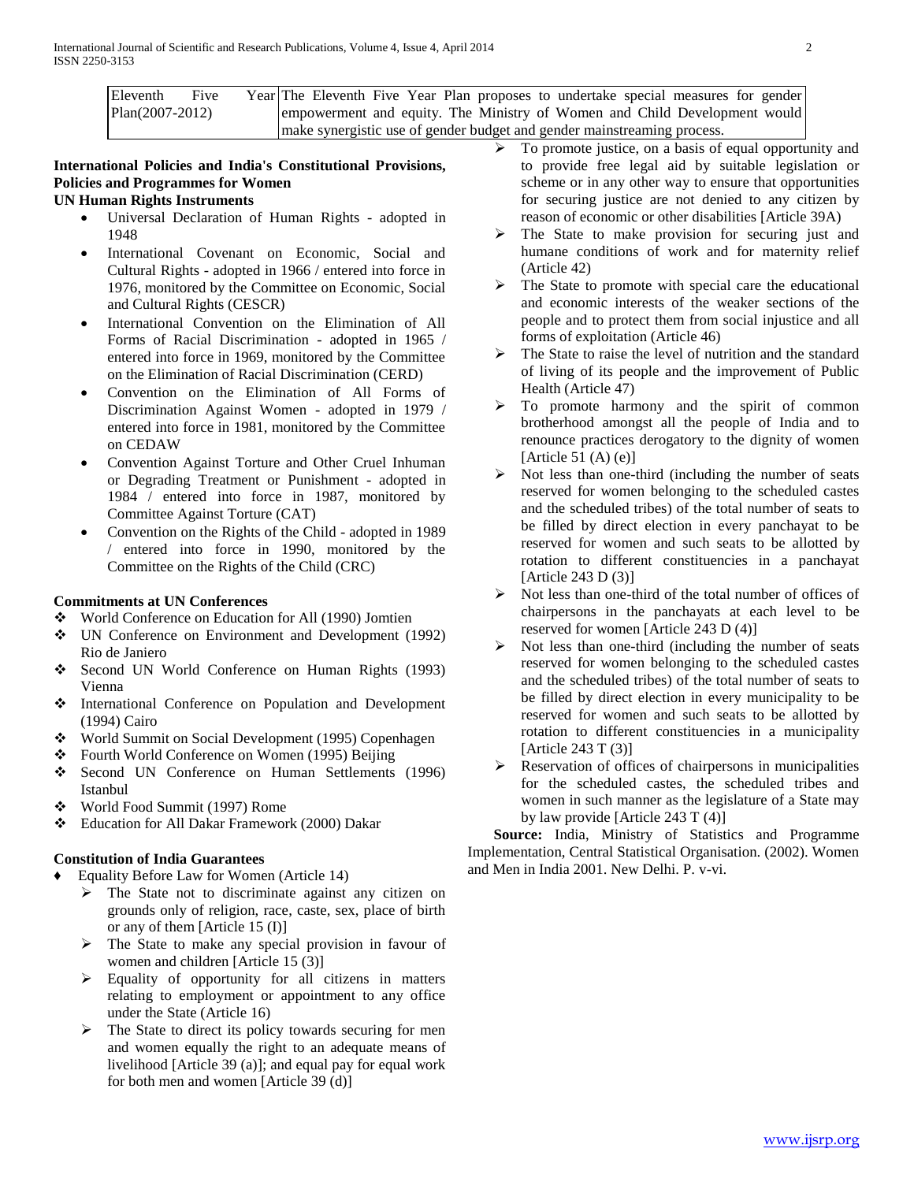| Eleventh Five Year Plan(2007-2012) | The Eleventh Five Year Plan proposes to undertake special measures for gender empowerment and equity. The Ministry of Women and Child Development would make synergistic use of gender budget and gender mainstreaming process. |
|---|---|

**International Policies and India's Constitutional Provisions, Policies and Programmes for Women**

**UN Human Rights Instruments**

- Universal Declaration of Human Rights - adopted in 1948
- International Covenant on Economic, Social and Cultural Rights - adopted in 1966 / entered into force in 1976, monitored by the Committee on Economic, Social and Cultural Rights (CESCR)
- International Convention on the Elimination of All Forms of Racial Discrimination - adopted in 1965 / entered into force in 1969, monitored by the Committee on the Elimination of Racial Discrimination (CERD)
- Convention on the Elimination of All Forms of Discrimination Against Women - adopted in 1979 / entered into force in 1981, monitored by the Committee on CEDAW
- Convention Against Torture and Other Cruel Inhuman or Degrading Treatment or Punishment - adopted in 1984 / entered into force in 1987, monitored by Committee Against Torture (CAT)
- Convention on the Rights of the Child - adopted in 1989 / entered into force in 1990, monitored by the Committee on the Rights of the Child (CRC)

**Commitments at UN Conferences**

- World Conference on Education for All (1990) Jomtien
- UN Conference on Environment and Development (1992) Rio de Janiero
- Second UN World Conference on Human Rights (1993) Vienna
- International Conference on Population and Development (1994) Cairo
- World Summit on Social Development (1995) Copenhagen
- Fourth World Conference on Women (1995) Beijing
- Second UN Conference on Human Settlements (1996) Istanbul
- World Food Summit (1997) Rome
- Education for All Dakar Framework (2000) Dakar

**Constitution of India Guarantees**

- Equality Before Law for Women (Article 14)
  - The State not to discriminate against any citizen on grounds only of religion, race, caste, sex, place of birth or any of them [Article 15 (I)]
  - The State to make any special provision in favour of women and children [Article 15 (3)]
  - Equality of opportunity for all citizens in matters relating to employment or appointment to any office under the State (Article 16)
  - The State to direct its policy towards securing for men and women equally the right to an adequate means of livelihood [Article 39 (a)]; and equal pay for equal work for both men and women [Article 39 (d)]
  - To promote justice, on a basis of equal opportunity and to provide free legal aid by suitable legislation or scheme or in any other way to ensure that opportunities for securing justice are not denied to any citizen by reason of economic or other disabilities [Article 39A)
  - The State to make provision for securing just and humane conditions of work and for maternity relief (Article 42)
  - The State to promote with special care the educational and economic interests of the weaker sections of the people and to protect them from social injustice and all forms of exploitation (Article 46)
  - The State to raise the level of nutrition and the standard of living of its people and the improvement of Public Health (Article 47)
  - To promote harmony and the spirit of common brotherhood amongst all the people of India and to renounce practices derogatory to the dignity of women [Article 51 (A) (e)]
  - Not less than one-third (including the number of seats reserved for women belonging to the scheduled castes and the scheduled tribes) of the total number of seats to be filled by direct election in every panchayat to be reserved for women and such seats to be allotted by rotation to different constituencies in a panchayat [Article 243 D (3)]
  - Not less than one-third of the total number of offices of chairpersons in the panchayats at each level to be reserved for women [Article 243 D (4)]
  - Not less than one-third (including the number of seats reserved for women belonging to the scheduled castes and the scheduled tribes) of the total number of seats to be filled by direct election in every municipality to be reserved for women and such seats to be allotted by rotation to different constituencies in a municipality [Article 243 T (3)]
  - Reservation of offices of chairpersons in municipalities for the scheduled castes, the scheduled tribes and women in such manner as the legislature of a State may by law provide [Article 243 T (4)]

**Source:** India, Ministry of Statistics and Programme Implementation, Central Statistical Organisation. (2002). Women and Men in India 2001. New Delhi. P. v-vi.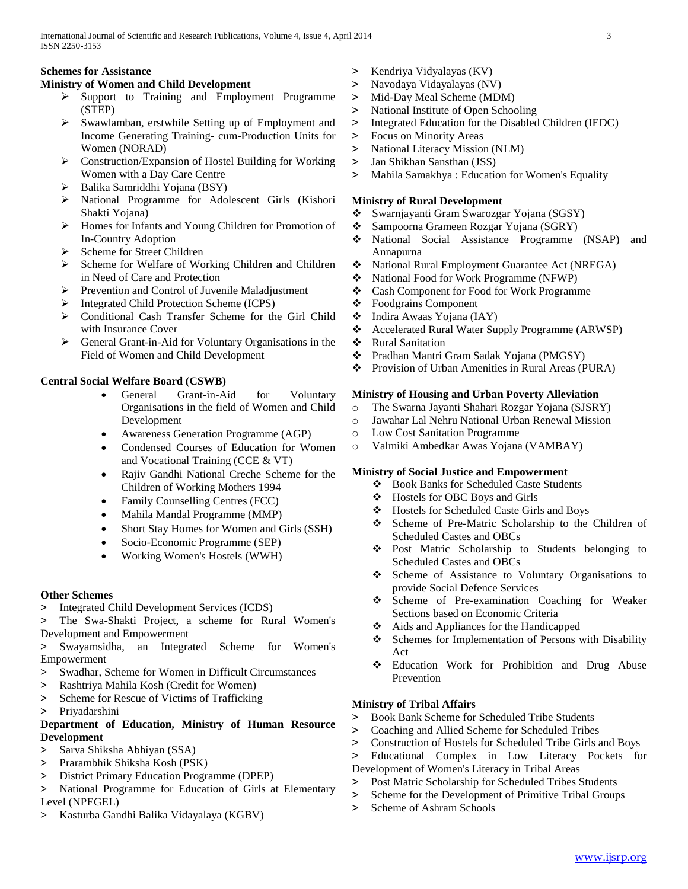**Schemes for Assistance**

**Ministry of Women and Child Development**

- Support to Training and Employment Programme (STEP)
- Swawlamban, erstwhile Setting up of Employment and Income Generating Training- cum-Production Units for Women (NORAD)
- Construction/Expansion of Hostel Building for Working Women with a Day Care Centre
- Balika Samriddhi Yojana (BSY)
- National Programme for Adolescent Girls (Kishori Shakti Yojana)
- Homes for Infants and Young Children for Promotion of In-Country Adoption
- Scheme for Street Children
- Scheme for Welfare of Working Children and Children in Need of Care and Protection
- Prevention and Control of Juvenile Maladjustment
- Integrated Child Protection Scheme (ICPS)
- Conditional Cash Transfer Scheme for the Girl Child with Insurance Cover
- General Grant-in-Aid for Voluntary Organisations in the Field of Women and Child Development

**Central Social Welfare Board (CSWB)**

- General Grant-in-Aid for Voluntary Organisations in the field of Women and Child Development
- Awareness Generation Programme (AGP)
- Condensed Courses of Education for Women and Vocational Training (CCE & VT)
- Rajiv Gandhi National Creche Scheme for the Children of Working Mothers 1994
- Family Counselling Centres (FCC)
- Mahila Mandal Programme (MMP)
- Short Stay Homes for Women and Girls (SSH)
- Socio-Economic Programme (SEP)
- Working Women's Hostels (WWH)

**Other Schemes**

- Integrated Child Development Services (ICDS)
- The Swa-Shakti Project, a scheme for Rural Women's Development and Empowerment
- Swayamsidha, an Integrated Scheme for Women's Empowerment
- Swadhar, Scheme for Women in Difficult Circumstances
- Rashtriya Mahila Kosh (Credit for Women)
- Scheme for Rescue of Victims of Trafficking
- Priyadarshini

**Department of Education, Ministry of Human Resource Development**

- Sarva Shiksha Abhiyan (SSA)
- Prarambhik Shiksha Kosh (PSK)
- District Primary Education Programme (DPEP)
- National Programme for Education of Girls at Elementary Level (NPEGEL)
- Kasturba Gandhi Balika Vidayalaya (KGBV)
- Kendriya Vidyalayas (KV)
- Navodaya Vidayalayas (NV)
- Mid-Day Meal Scheme (MDM)
- National Institute of Open Schooling
- Integrated Education for the Disabled Children (IEDC)
- Focus on Minority Areas
- National Literacy Mission (NLM)
- Jan Shikhan Sansthan (JSS)
- Mahila Samakhya : Education for Women's Equality

**Ministry of Rural Development**

- Swarnjayanti Gram Swarozgar Yojana (SGSY)
- Sampoorna Grameen Rozgar Yojana (SGRY)
- National Social Assistance Programme (NSAP) and Annapurna
- National Rural Employment Guarantee Act (NREGA)
- National Food for Work Programme (NFWP)
- Cash Component for Food for Work Programme
- Foodgrains Component
- Indira Awaas Yojana (IAY)
- Accelerated Rural Water Supply Programme (ARWSP)
- Rural Sanitation
- Pradhan Mantri Gram Sadak Yojana (PMGSY)
- Provision of Urban Amenities in Rural Areas (PURA)

**Ministry of Housing and Urban Poverty Alleviation**

- The Swarna Jayanti Shahari Rozgar Yojana (SJSRY)
- Jawahar Lal Nehru National Urban Renewal Mission
- Low Cost Sanitation Programme
- Valmiki Ambedkar Awas Yojana (VAMBAY)

**Ministry of Social Justice and Empowerment**

- Book Banks for Scheduled Caste Students
- Hostels for OBC Boys and Girls
- Hostels for Scheduled Caste Girls and Boys
- Scheme of Pre-Matric Scholarship to the Children of Scheduled Castes and OBCs
- Post Matric Scholarship to Students belonging to Scheduled Castes and OBCs
- Scheme of Assistance to Voluntary Organisations to provide Social Defence Services
- Scheme of Pre-examination Coaching for Weaker Sections based on Economic Criteria
- Aids and Appliances for the Handicapped
- Schemes for Implementation of Persons with Disability Act
- Education Work for Prohibition and Drug Abuse Prevention

**Ministry of Tribal Affairs**

- Book Bank Scheme for Scheduled Tribe Students
- Coaching and Allied Scheme for Scheduled Tribes
- Construction of Hostels for Scheduled Tribe Girls and Boys
- Educational Complex in Low Literacy Pockets for Development of Women's Literacy in Tribal Areas
- Post Matric Scholarship for Scheduled Tribes Students
- Scheme for the Development of Primitive Tribal Groups
- Scheme of Ashram Schools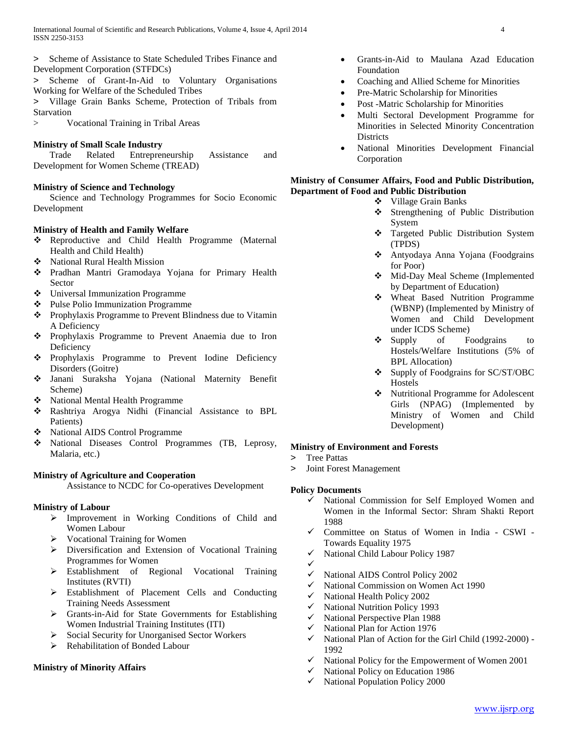- Scheme of Assistance to State Scheduled Tribes Finance and Development Corporation (STFDCs)
- Scheme of Grant-In-Aid to Voluntary Organisations Working for Welfare of the Scheduled Tribes
- Village Grain Banks Scheme, Protection of Tribals from Starvation
- Vocational Training in Tribal Areas

**Ministry of Small Scale Industry**

Trade Related Entrepreneurship Assistance and Development for Women Scheme (TREAD)

**Ministry of Science and Technology**

Science and Technology Programmes for Socio Economic Development

**Ministry of Health and Family Welfare**

- Reproductive and Child Health Programme (Maternal Health and Child Health)
- National Rural Health Mission
- Pradhan Mantri Gramodaya Yojana for Primary Health Sector
- Universal Immunization Programme
- Pulse Polio Immunization Programme
- Prophylaxis Programme to Prevent Blindness due to Vitamin A Deficiency
- Prophylaxis Programme to Prevent Anaemia due to Iron Deficiency
- Prophylaxis Programme to Prevent Iodine Deficiency Disorders (Goitre)
- Janani Suraksha Yojana (National Maternity Benefit Scheme)
- National Mental Health Programme
- Rashtriya Arogya Nidhi (Financial Assistance to BPL Patients)
- National AIDS Control Programme
- National Diseases Control Programmes (TB, Leprosy, Malaria, etc.)

**Ministry of Agriculture and Cooperation**

Assistance to NCDC for Co-operatives Development

**Ministry of Labour**

- Improvement in Working Conditions of Child and Women Labour
- Vocational Training for Women
- Diversification and Extension of Vocational Training Programmes for Women
- Establishment of Regional Vocational Training Institutes (RVTI)
- Establishment of Placement Cells and Conducting Training Needs Assessment
- Grants-in-Aid for State Governments for Establishing Women Industrial Training Institutes (ITI)
- Social Security for Unorganised Sector Workers
- Rehabilitation of Bonded Labour

**Ministry of Minority Affairs**

- Grants-in-Aid to Maulana Azad Education Foundation
- Coaching and Allied Scheme for Minorities
- Pre-Matric Scholarship for Minorities
- Post -Matric Scholarship for Minorities
- Multi Sectoral Development Programme for Minorities in Selected Minority Concentration Districts
- National Minorities Development Financial Corporation

**Ministry of Consumer Affairs, Food and Public Distribution, Department of Food and Public Distribution**

- Village Grain Banks
- Strengthening of Public Distribution System
- Targeted Public Distribution System (TPDS)
- Antyodaya Anna Yojana (Foodgrains for Poor)
- Mid-Day Meal Scheme (Implemented by Department of Education)
- Wheat Based Nutrition Programme (WBNP) (Implemented by Ministry of Women and Child Development under ICDS Scheme)
- Supply of Foodgrains to Hostels/Welfare Institutions (5% of BPL Allocation)
- Supply of Foodgrains for SC/ST/OBC Hostels
- Nutritional Programme for Adolescent Girls (NPAG) (Implemented by Ministry of Women and Child Development)

**Ministry of Environment and Forests**

- Tree Pattas
- Joint Forest Management

**Policy Documents**

- National Commission for Self Employed Women and Women in the Informal Sector: Shram Shakti Report 1988
- Committee on Status of Women in India - CSWI - Towards Equality 1975
- National Child Labour Policy 1987
- 
- National AIDS Control Policy 2002
- National Commission on Women Act 1990
- National Health Policy 2002
- National Nutrition Policy 1993
- National Perspective Plan 1988
- National Plan for Action 1976
- National Plan of Action for the Girl Child (1992-2000) - 1992
- National Policy for the Empowerment of Women 2001
- National Policy on Education 1986
- National Population Policy 2000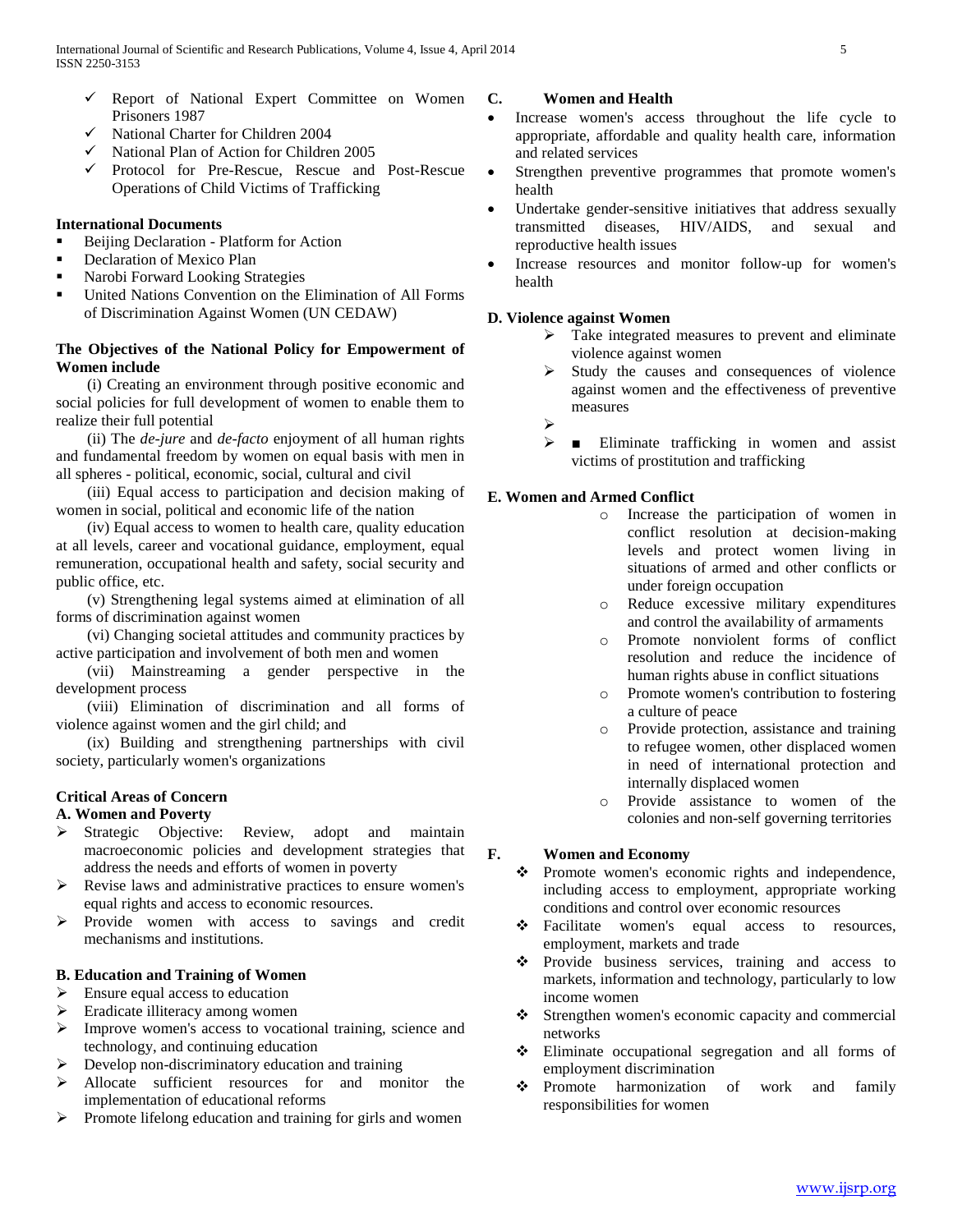- Report of National Expert Committee on Women Prisoners 1987
- National Charter for Children 2004
- National Plan of Action for Children 2005
- Protocol for Pre-Rescue, Rescue and Post-Rescue Operations of Child Victims of Trafficking

**International Documents**

- Beijing Declaration - Platform for Action
- Declaration of Mexico Plan
- Narobi Forward Looking Strategies
- United Nations Convention on the Elimination of All Forms of Discrimination Against Women (UN CEDAW)

**The Objectives of the National Policy for Empowerment of Women include**

(i) Creating an environment through positive economic and social policies for full development of women to enable them to realize their full potential

(ii) The *de-jure* and *de-facto* enjoyment of all human rights and fundamental freedom by women on equal basis with men in all spheres - political, economic, social, cultural and civil

(iii) Equal access to participation and decision making of women in social, political and economic life of the nation

(iv) Equal access to women to health care, quality education at all levels, career and vocational guidance, employment, equal remuneration, occupational health and safety, social security and public office, etc.

(v) Strengthening legal systems aimed at elimination of all forms of discrimination against women

(vi) Changing societal attitudes and community practices by active participation and involvement of both men and women

(vii) Mainstreaming a gender perspective in the development process

(viii) Elimination of discrimination and all forms of violence against women and the girl child; and

(ix) Building and strengthening partnerships with civil society, particularly women's organizations

**Critical Areas of Concern**

**A. Women and Poverty**

- Strategic Objective: Review, adopt and maintain macroeconomic policies and development strategies that address the needs and efforts of women in poverty
- Revise laws and administrative practices to ensure women's equal rights and access to economic resources.
- Provide women with access to savings and credit mechanisms and institutions.

**B. Education and Training of Women**

- Ensure equal access to education
- Eradicate illiteracy among women
- Improve women's access to vocational training, science and technology, and continuing education
- Develop non-discriminatory education and training
- Allocate sufficient resources for and monitor the implementation of educational reforms
- Promote lifelong education and training for girls and women

**C. Women and Health**

- Increase women's access throughout the life cycle to appropriate, affordable and quality health care, information and related services
- Strengthen preventive programmes that promote women's health
- Undertake gender-sensitive initiatives that address sexually transmitted diseases, HIV/AIDS, and sexual and reproductive health issues
- Increase resources and monitor follow-up for women's health

**D. Violence against Women**

- Take integrated measures to prevent and eliminate violence against women
- Study the causes and consequences of violence against women and the effectiveness of preventive measures
- ■ Eliminate trafficking in women and assist victims of prostitution and trafficking

**E. Women and Armed Conflict**

- Increase the participation of women in conflict resolution at decision-making levels and protect women living in situations of armed and other conflicts or under foreign occupation
- Reduce excessive military expenditures and control the availability of armaments
- Promote nonviolent forms of conflict resolution and reduce the incidence of human rights abuse in conflict situations
- Promote women's contribution to fostering a culture of peace
- Provide protection, assistance and training to refugee women, other displaced women in need of international protection and internally displaced women
- Provide assistance to women of the colonies and non-self governing territories

**F. Women and Economy**

- Promote women's economic rights and independence, including access to employment, appropriate working conditions and control over economic resources
- Facilitate women's equal access to resources, employment, markets and trade
- Provide business services, training and access to markets, information and technology, particularly to low income women
- Strengthen women's economic capacity and commercial networks
- Eliminate occupational segregation and all forms of employment discrimination
- Promote harmonization of work and family responsibilities for women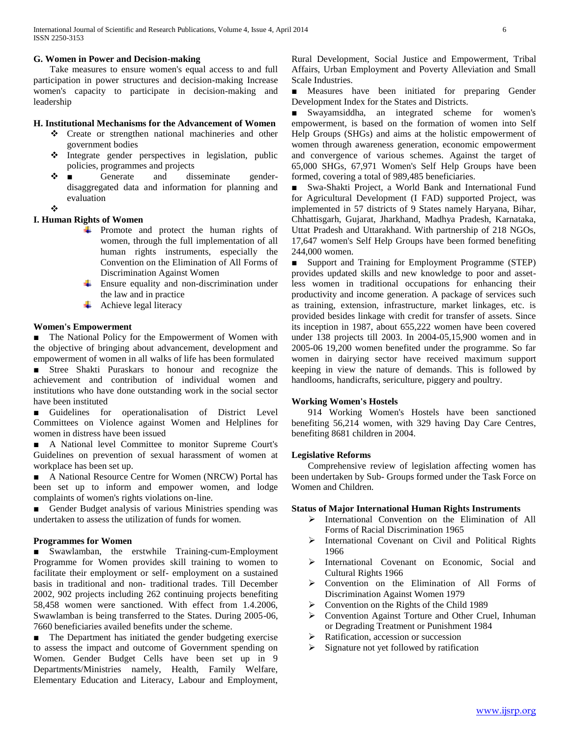## G. Women in Power and Decision-making

Take measures to ensure women's equal access to and full participation in power structures and decision-making Increase women's capacity to participate in decision-making and leadership

## H. Institutional Mechanisms for the Advancement of Women

- Create or strengthen national machineries and other government bodies
- Integrate gender perspectives in legislation, public policies, programmes and projects
- ■ Generate and disseminate gender-disaggregated data and information for planning and evaluation

## I. Human Rights of Women

- Promote and protect the human rights of women, through the full implementation of all human rights instruments, especially the Convention on the Elimination of All Forms of Discrimination Against Women
- Ensure equality and non-discrimination under the law and in practice
- Achieve legal literacy

### Women's Empowerment

■ The National Policy for the Empowerment of Women with the objective of bringing about advancement, development and empowerment of women in all walks of life has been formulated

■ Stree Shakti Puraskars to honour and recognize the achievement and contribution of individual women and institutions who have done outstanding work in the social sector have been instituted

■ Guidelines for operationalisation of District Level Committees on Violence against Women and Helplines for women in distress have been issued

■ A National level Committee to monitor Supreme Court's Guidelines on prevention of sexual harassment of women at workplace has been set up.

■ A National Resource Centre for Women (NRCW) Portal has been set up to inform and empower women, and lodge complaints of women's rights violations on-line.

■ Gender Budget analysis of various Ministries spending was undertaken to assess the utilization of funds for women.

### Programmes for Women

■ Swawlamban, the erstwhile Training-cum-Employment Programme for Women provides skill training to women to facilitate their employment or self- employment on a sustained basis in traditional and non- traditional trades. Till December 2002, 902 projects including 262 continuing projects benefiting 58,458 women were sanctioned. With effect from 1.4.2006, Swawlamban is being transferred to the States. During 2005-06, 7660 beneficiaries availed benefits under the scheme.

■ The Department has initiated the gender budgeting exercise to assess the impact and outcome of Government spending on Women. Gender Budget Cells have been set up in 9 Departments/Ministries namely, Health, Family Welfare, Elementary Education and Literacy, Labour and Employment, Rural Development, Social Justice and Empowerment, Tribal Affairs, Urban Employment and Poverty Alleviation and Small Scale Industries.

■ Measures have been initiated for preparing Gender Development Index for the States and Districts.

■ Swayamsiddha, an integrated scheme for women's empowerment, is based on the formation of women into Self Help Groups (SHGs) and aims at the holistic empowerment of women through awareness generation, economic empowerment and convergence of various schemes. Against the target of 65,000 SHGs, 67,971 Women's Self Help Groups have been formed, covering a total of 989,485 beneficiaries.

■ Swa-Shakti Project, a World Bank and International Fund for Agricultural Development (I FAD) supported Project, was implemented in 57 districts of 9 States namely Haryana, Bihar, Chhattisgarh, Gujarat, Jharkhand, Madhya Pradesh, Karnataka, Uttat Pradesh and Uttarakhand. With partnership of 218 NGOs, 17,647 women's Self Help Groups have been formed benefiting 244,000 women.

■ Support and Training for Employment Programme (STEP) provides updated skills and new knowledge to poor and asset-less women in traditional occupations for enhancing their productivity and income generation. A package of services such as training, extension, infrastructure, market linkages, etc. is provided besides linkage with credit for transfer of assets. Since its inception in 1987, about 655,222 women have been covered under 138 projects till 2003. In 2004-05,15,900 women and in 2005-06 19,200 women benefited under the programme. So far women in dairying sector have received maximum support keeping in view the nature of demands. This is followed by handlooms, handicrafts, sericulture, piggery and poultry.

### Working Women's Hostels

914 Working Women's Hostels have been sanctioned benefiting 56,214 women, with 329 having Day Care Centres, benefiting 8681 children in 2004.

### Legislative Reforms

Comprehensive review of legislation affecting women has been undertaken by Sub- Groups formed under the Task Force on Women and Children.

### Status of Major International Human Rights Instruments

- International Convention on the Elimination of All Forms of Racial Discrimination 1965
- International Covenant on Civil and Political Rights 1966
- International Covenant on Economic, Social and Cultural Rights 1966
- Convention on the Elimination of All Forms of Discrimination Against Women 1979
- Convention on the Rights of the Child 1989
- Convention Against Torture and Other Cruel, Inhuman or Degrading Treatment or Punishment 1984
- Ratification, accession or succession
- Signature not yet followed by ratification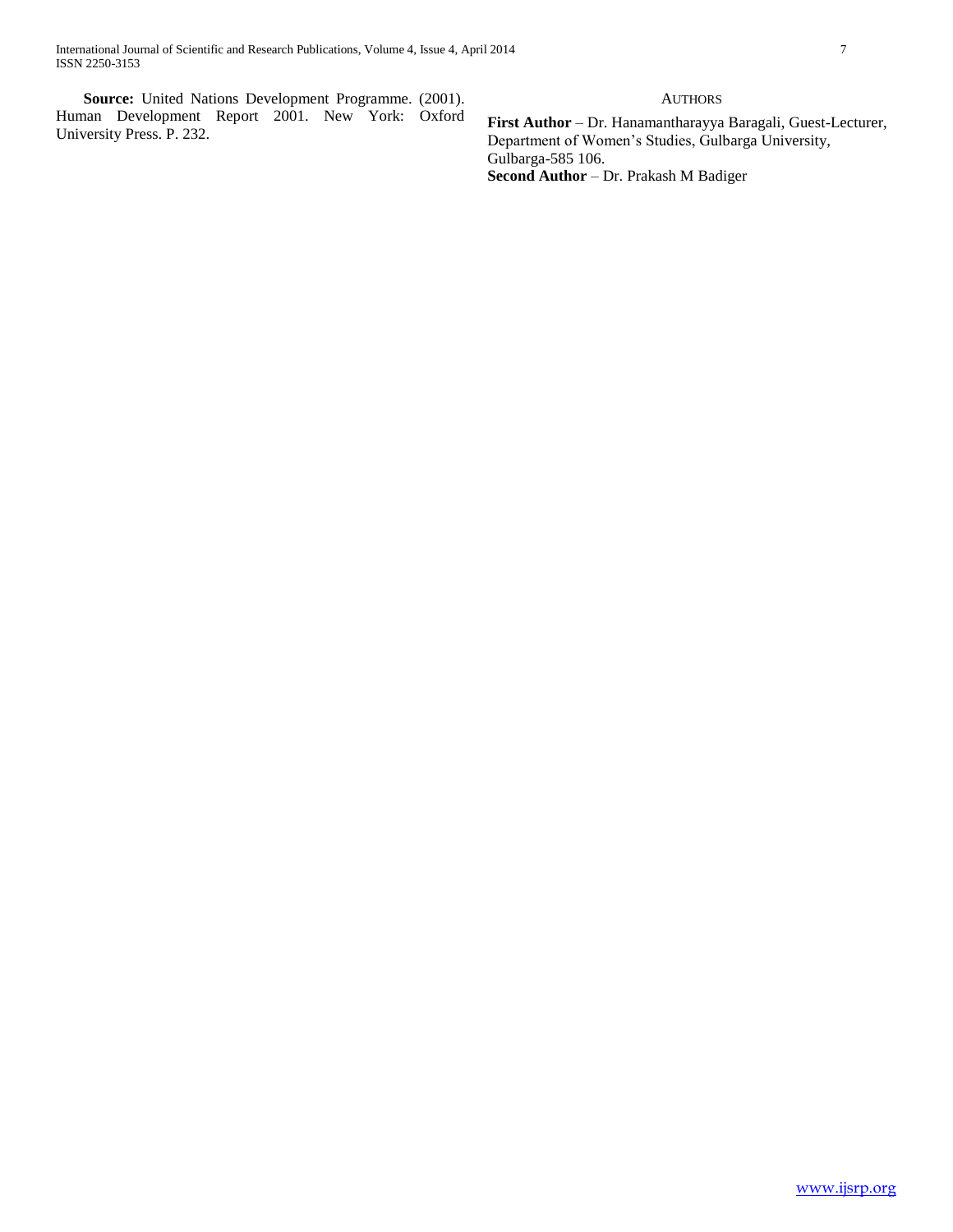**Source:** United Nations Development Programme. (2001). Human Development Report 2001. New York: Oxford University Press. P. 232.

AUTHORS

**First Author** – Dr. Hanamantharayya Baragali, Guest-Lecturer, Department of Women's Studies, Gulbarga University, Gulbarga-585 106.

**Second Author** – Dr. Prakash M Badiger